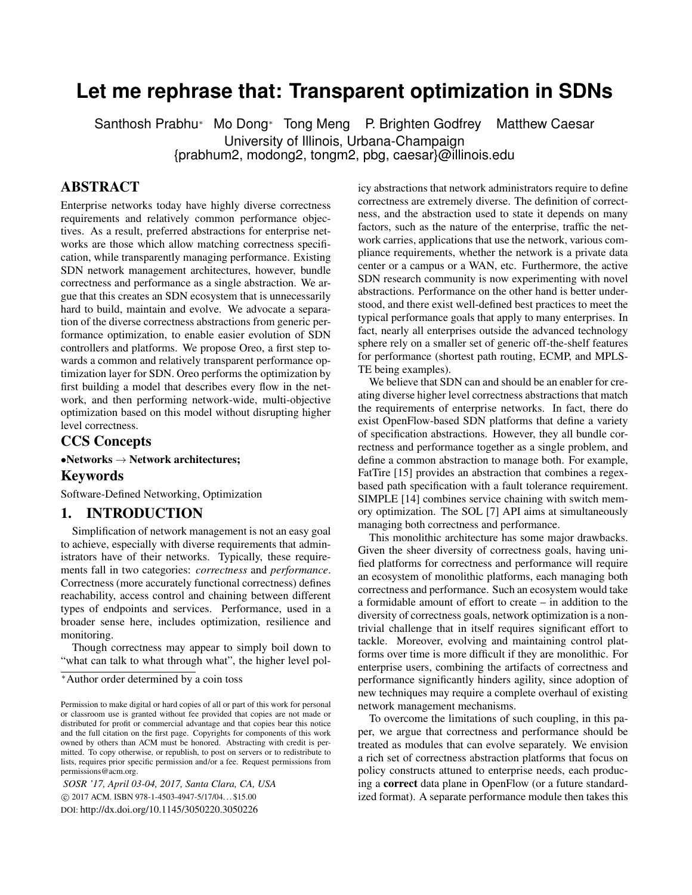# Let me rephrase that: Transparent optimization in SDNs

Santhosh Prabhu* Mo Dong* Tong Meng P. Brighten Godfrey Matthew Caesar

University of Illinois, Urbana-Champaign

{prabhum2, modong2, tongm2, pbg, caesar}@illinois.edu

## ABSTRACT

Enterprise networks today have highly diverse correctness requirements and relatively common performance objectives. As a result, preferred abstractions for enterprise networks are those which allow matching correctness specification, while transparently managing performance. Existing SDN network management architectures, however, bundle correctness and performance as a single abstraction. We argue that this creates an SDN ecosystem that is unnecessarily hard to build, maintain and evolve. We advocate a separation of the diverse correctness abstractions from generic performance optimization, to enable easier evolution of SDN controllers and platforms. We propose Oreo, a first step towards a common and relatively transparent performance optimization layer for SDN. Oreo performs the optimization by first building a model that describes every flow in the network, and then performing network-wide, multi-objective optimization based on this model without disrupting higher level correctness.

## CCS Concepts

•**Networks** → **Network architectures;**

## Keywords

Software-Defined Networking, Optimization

## 1. INTRODUCTION

Simplification of network management is not an easy goal to achieve, especially with diverse requirements that administrators have of their networks. Typically, these requirements fall in two categories: *correctness* and *performance*. Correctness (more accurately functional correctness) defines reachability, access control and chaining between different types of endpoints and services. Performance, used in a broader sense here, includes optimization, resilience and monitoring.

Though correctness may appear to simply boil down to "what can talk to what through what", the higher level policy abstractions that network administrators require to define correctness are extremely diverse. The definition of correctness, and the abstraction used to state it depends on many factors, such as the nature of the enterprise, traffic the network carries, applications that use the network, various compliance requirements, whether the network is a private data center or a campus or a WAN, etc. Furthermore, the active SDN research community is now experimenting with novel abstractions. Performance on the other hand is better understood, and there exist well-defined best practices to meet the typical performance goals that apply to many enterprises. In fact, nearly all enterprises outside the advanced technology sphere rely on a smaller set of generic off-the-shelf features for performance (shortest path routing, ECMP, and MPLS-TE being examples).

We believe that SDN can and should be an enabler for creating diverse higher level correctness abstractions that match the requirements of enterprise networks. In fact, there do exist OpenFlow-based SDN platforms that define a variety of specification abstractions. However, they all bundle correctness and performance together as a single problem, and define a common abstraction to manage both. For example, FatTire [15] provides an abstraction that combines a regex-based path specification with a fault tolerance requirement. SIMPLE [14] combines service chaining with switch memory optimization. The SOL [7] API aims at simultaneously managing both correctness and performance.

This monolithic architecture has some major drawbacks. Given the sheer diversity of correctness goals, having unified platforms for correctness and performance will require an ecosystem of monolithic platforms, each managing both correctness and performance. Such an ecosystem would take a formidable amount of effort to create – in addition to the diversity of correctness goals, network optimization is a non-trivial challenge that in itself requires significant effort to tackle. Moreover, evolving and maintaining control platforms over time is more difficult if they are monolithic. For enterprise users, combining the artifacts of correctness and performance significantly hinders agility, since adoption of new techniques may require a complete overhaul of existing network management mechanisms.

To overcome the limitations of such coupling, in this paper, we argue that correctness and performance should be treated as modules that can evolve separately. We envision a rich set of correctness abstraction platforms that focus on policy constructs attuned to enterprise needs, each producing a **correct** data plane in OpenFlow (or a future standardized format). A separate performance module then takes this

*Author order determined by a coin toss

Permission to make digital or hard copies of all or part of this work for personal or classroom use is granted without fee provided that copies are not made or distributed for profit or commercial advantage and that copies bear this notice and the full citation on the first page. Copyrights for components of this work owned by others than ACM must be honored. Abstracting with credit is permitted. To copy otherwise, or republish, to post on servers or to redistribute to lists, requires prior specific permission and/or a fee. Request permissions from permissions@acm.org.

*SOSR '17, April 03-04, 2017, Santa Clara, CA, USA*

© 2017 ACM. ISBN 978-1-4503-4947-5/17/04...$15.00

DOI: http://dx.doi.org/10.1145/3050220.3050226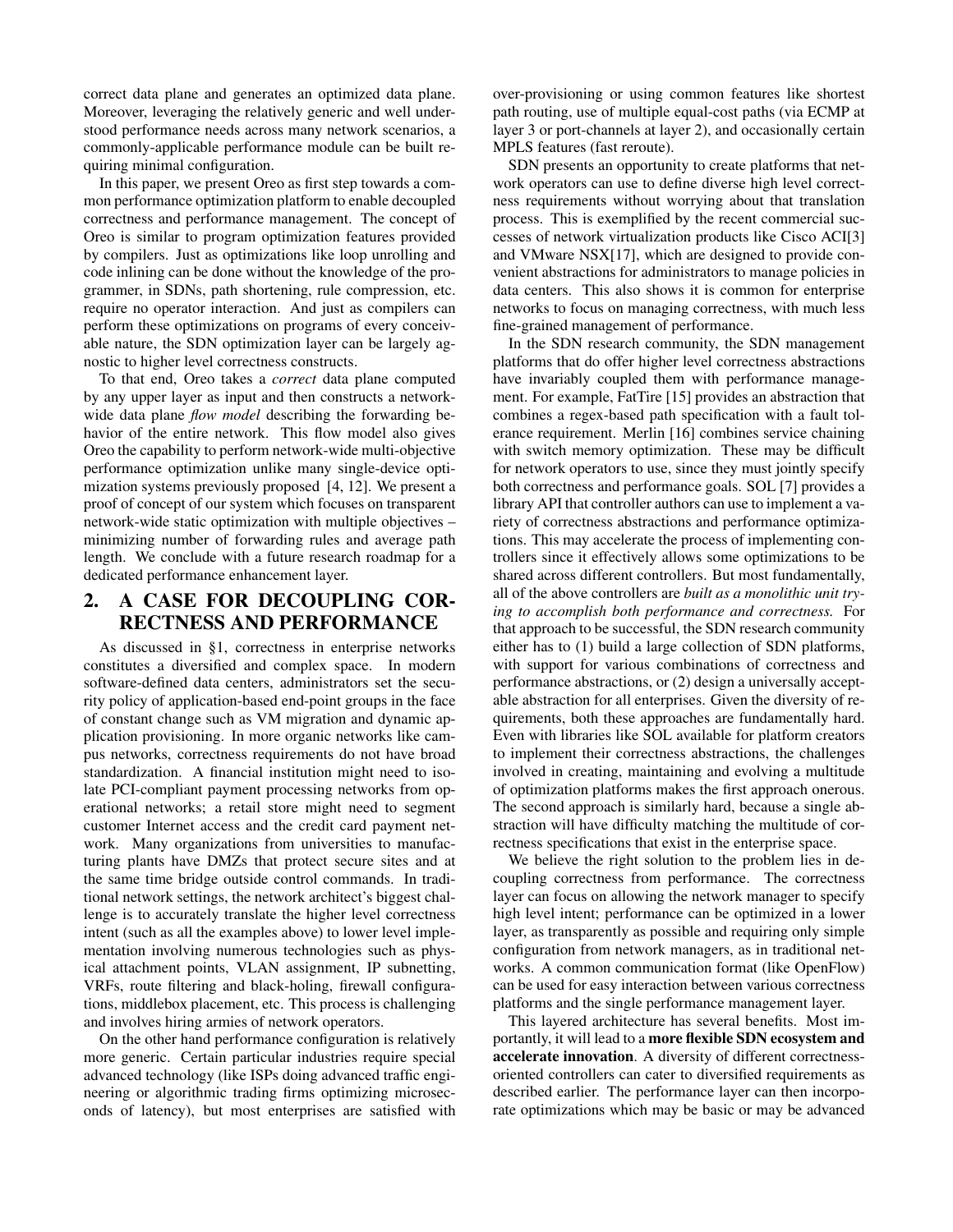correct data plane and generates an optimized data plane. Moreover, leveraging the relatively generic and well understood performance needs across many network scenarios, a commonly-applicable performance module can be built requiring minimal configuration.

In this paper, we present Oreo as first step towards a common performance optimization platform to enable decoupled correctness and performance management. The concept of Oreo is similar to program optimization features provided by compilers. Just as optimizations like loop unrolling and code inlining can be done without the knowledge of the programmer, in SDNs, path shortening, rule compression, etc. require no operator interaction. And just as compilers can perform these optimizations on programs of every conceivable nature, the SDN optimization layer can be largely agnostic to higher level correctness constructs.

To that end, Oreo takes a *correct* data plane computed by any upper layer as input and then constructs a network-wide data plane *flow model* describing the forwarding behavior of the entire network. This flow model also gives Oreo the capability to perform network-wide multi-objective performance optimization unlike many single-device optimization systems previously proposed [4, 12]. We present a proof of concept of our system which focuses on transparent network-wide static optimization with multiple objectives – minimizing number of forwarding rules and average path length. We conclude with a future research roadmap for a dedicated performance enhancement layer.

## 2. A CASE FOR DECOUPLING CORRECTNESS AND PERFORMANCE

As discussed in §1, correctness in enterprise networks constitutes a diversified and complex space. In modern software-defined data centers, administrators set the security policy of application-based end-point groups in the face of constant change such as VM migration and dynamic application provisioning. In more organic networks like campus networks, correctness requirements do not have broad standardization. A financial institution might need to isolate PCI-compliant payment processing networks from operational networks; a retail store might need to segment customer Internet access and the credit card payment network. Many organizations from universities to manufacturing plants have DMZs that protect secure sites and at the same time bridge outside control commands. In traditional network settings, the network architect's biggest challenge is to accurately translate the higher level correctness intent (such as all the examples above) to lower level implementation involving numerous technologies such as physical attachment points, VLAN assignment, IP subnetting, VRFs, route filtering and black-holing, firewall configurations, middlebox placement, etc. This process is challenging and involves hiring armies of network operators.

On the other hand performance configuration is relatively more generic. Certain particular industries require special advanced technology (like ISPs doing advanced traffic engineering or algorithmic trading firms optimizing microseconds of latency), but most enterprises are satisfied with over-provisioning or using common features like shortest path routing, use of multiple equal-cost paths (via ECMP at layer 3 or port-channels at layer 2), and occasionally certain MPLS features (fast reroute).

SDN presents an opportunity to create platforms that network operators can use to define diverse high level correctness requirements without worrying about that translation process. This is exemplified by the recent commercial successes of network virtualization products like Cisco ACI[3] and VMware NSX[17], which are designed to provide convenient abstractions for administrators to manage policies in data centers. This also shows it is common for enterprise networks to focus on managing correctness, with much less fine-grained management of performance.

In the SDN research community, the SDN management platforms that do offer higher level correctness abstractions have invariably coupled them with performance management. For example, FatTire [15] provides an abstraction that combines a regex-based path specification with a fault tolerance requirement. Merlin [16] combines service chaining with switch memory optimization. These may be difficult for network operators to use, since they must jointly specify both correctness and performance goals. SOL [7] provides a library API that controller authors can use to implement a variety of correctness abstractions and performance optimizations. This may accelerate the process of implementing controllers since it effectively allows some optimizations to be shared across different controllers. But most fundamentally, all of the above controllers are *built as a monolithic unit trying to accomplish both performance and correctness.* For that approach to be successful, the SDN research community either has to (1) build a large collection of SDN platforms, with support for various combinations of correctness and performance abstractions, or (2) design a universally acceptable abstraction for all enterprises. Given the diversity of requirements, both these approaches are fundamentally hard. Even with libraries like SOL available for platform creators to implement their correctness abstractions, the challenges involved in creating, maintaining and evolving a multitude of optimization platforms makes the first approach onerous. The second approach is similarly hard, because a single abstraction will have difficulty matching the multitude of correctness specifications that exist in the enterprise space.

We believe the right solution to the problem lies in decoupling correctness from performance. The correctness layer can focus on allowing the network manager to specify high level intent; performance can be optimized in a lower layer, as transparently as possible and requiring only simple configuration from network managers, as in traditional networks. A common communication format (like OpenFlow) can be used for easy interaction between various correctness platforms and the single performance management layer.

This layered architecture has several benefits. Most importantly, it will lead to a **more flexible SDN ecosystem and accelerate innovation**. A diversity of different correctness-oriented controllers can cater to diversified requirements as described earlier. The performance layer can then incorporate optimizations which may be basic or may be advanced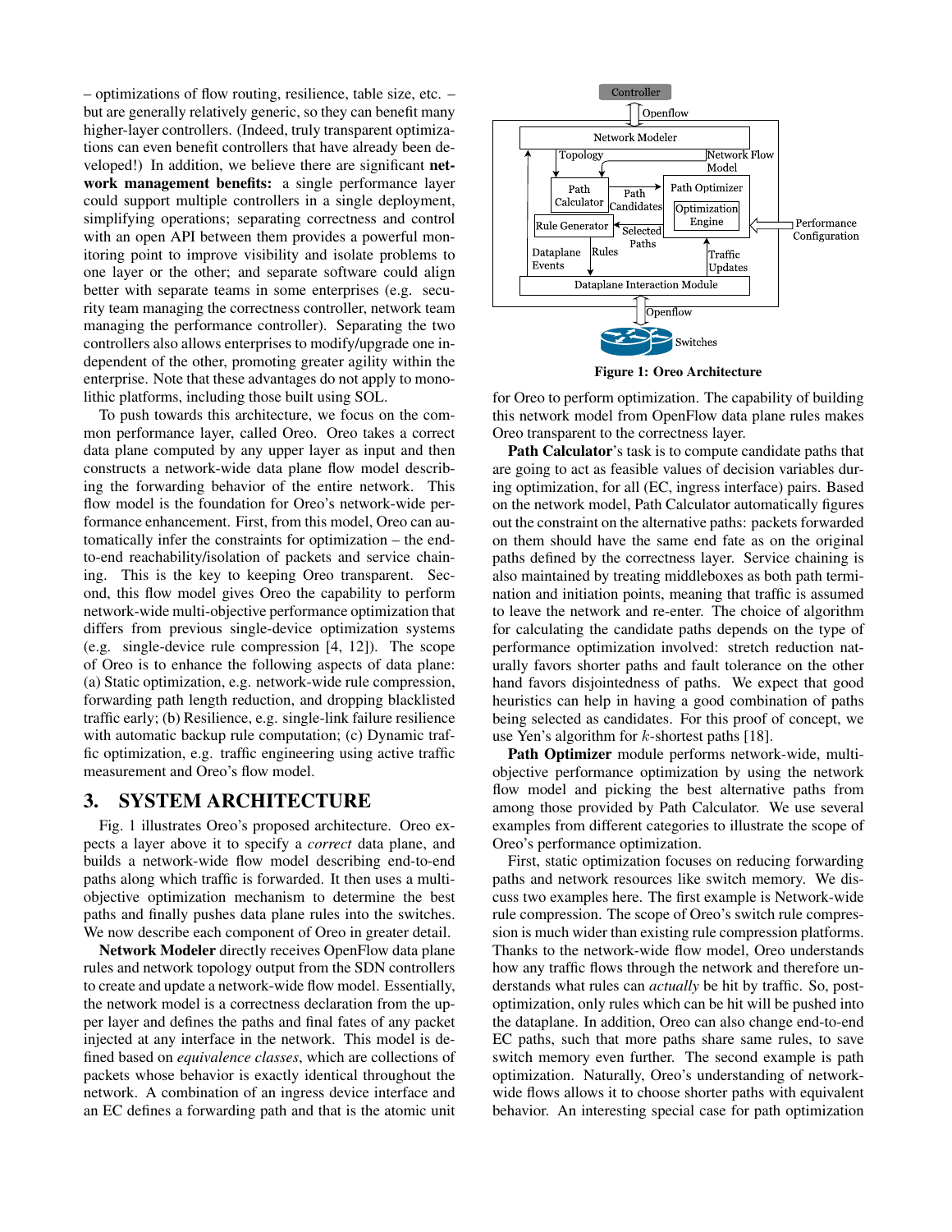– optimizations of flow routing, resilience, table size, etc. – but are generally relatively generic, so they can benefit many higher-layer controllers. (Indeed, truly transparent optimizations can even benefit controllers that have already been developed!) In addition, we believe there are significant **network management benefits:** a single performance layer could support multiple controllers in a single deployment, simplifying operations; separating correctness and control with an open API between them provides a powerful monitoring point to improve visibility and isolate problems to one layer or the other; and separate software could align better with separate teams in some enterprises (e.g. security team managing the correctness controller, network team managing the performance controller). Separating the two controllers also allows enterprises to modify/upgrade one independent of the other, promoting greater agility within the enterprise. Note that these advantages do not apply to monolithic platforms, including those built using SOL.

To push towards this architecture, we focus on the common performance layer, called Oreo. Oreo takes a correct data plane computed by any upper layer as input and then constructs a network-wide data plane flow model describing the forwarding behavior of the entire network. This flow model is the foundation for Oreo's network-wide performance enhancement. First, from this model, Oreo can automatically infer the constraints for optimization – the end-to-end reachability/isolation of packets and service chaining. This is the key to keeping Oreo transparent. Second, this flow model gives Oreo the capability to perform network-wide multi-objective performance optimization that differs from previous single-device optimization systems (e.g. single-device rule compression [4, 12]). The scope of Oreo is to enhance the following aspects of data plane: (a) Static optimization, e.g. network-wide rule compression, forwarding path length reduction, and dropping blacklisted traffic early; (b) Resilience, e.g. single-link failure resilience with automatic backup rule computation; (c) Dynamic traffic optimization, e.g. traffic engineering using active traffic measurement and Oreo's flow model.

## 3. SYSTEM ARCHITECTURE

Fig. 1 illustrates Oreo's proposed architecture. Oreo expects a layer above it to specify a *correct* data plane, and builds a network-wide flow model describing end-to-end paths along which traffic is forwarded. It then uses a multi-objective optimization mechanism to determine the best paths and finally pushes data plane rules into the switches. We now describe each component of Oreo in greater detail.

**Network Modeler** directly receives OpenFlow data plane rules and network topology output from the SDN controllers to create and update a network-wide flow model. Essentially, the network model is a correctness declaration from the upper layer and defines the paths and final fates of any packet injected at any interface in the network. This model is defined based on *equivalence classes*, which are collections of packets whose behavior is exactly identical throughout the network. A combination of an ingress device interface and an EC defines a forwarding path and that is the atomic unit for Oreo to perform optimization. The capability of building this network model from OpenFlow data plane rules makes Oreo transparent to the correctness layer.

Controller
Openflow
Network Modeler
Topology
Network Flow Model
Path Calculator
Path Candidates
Path Optimizer
Optimization Engine
Performance Configuration
Rule Generator
Selected Paths
Dataplane Events
Rules
Traffic Updates
Dataplane Interaction Module
Openflow
Switches

**Figure 1: Oreo Architecture**

**Path Calculator**'s task is to compute candidate paths that are going to act as feasible values of decision variables during optimization, for all (EC, ingress interface) pairs. Based on the network model, Path Calculator automatically figures out the constraint on the alternative paths: packets forwarded on them should have the same end fate as on the original paths defined by the correctness layer. Service chaining is also maintained by treating middleboxes as both path termination and initiation points, meaning that traffic is assumed to leave the network and re-enter. The choice of algorithm for calculating the candidate paths depends on the type of performance optimization involved: stretch reduction naturally favors shorter paths and fault tolerance on the other hand favors disjointedness of paths. We expect that good heuristics can help in having a good combination of paths being selected as candidates. For this proof of concept, we use Yen's algorithm for $k$-shortest paths [18].

**Path Optimizer** module performs network-wide, multi-objective performance optimization by using the network flow model and picking the best alternative paths from among those provided by Path Calculator. We use several examples from different categories to illustrate the scope of Oreo's performance optimization.

First, static optimization focuses on reducing forwarding paths and network resources like switch memory. We discuss two examples here. The first example is Network-wide rule compression. The scope of Oreo's switch rule compression is much wider than existing rule compression platforms. Thanks to the network-wide flow model, Oreo understands how any traffic flows through the network and therefore understands what rules can *actually* be hit by traffic. So, post-optimization, only rules which can be hit will be pushed into the dataplane. In addition, Oreo can also change end-to-end EC paths, such that more paths share same rules, to save switch memory even further. The second example is path optimization. Naturally, Oreo's understanding of network-wide flows allows it to choose shorter paths with equivalent behavior. An interesting special case for path optimization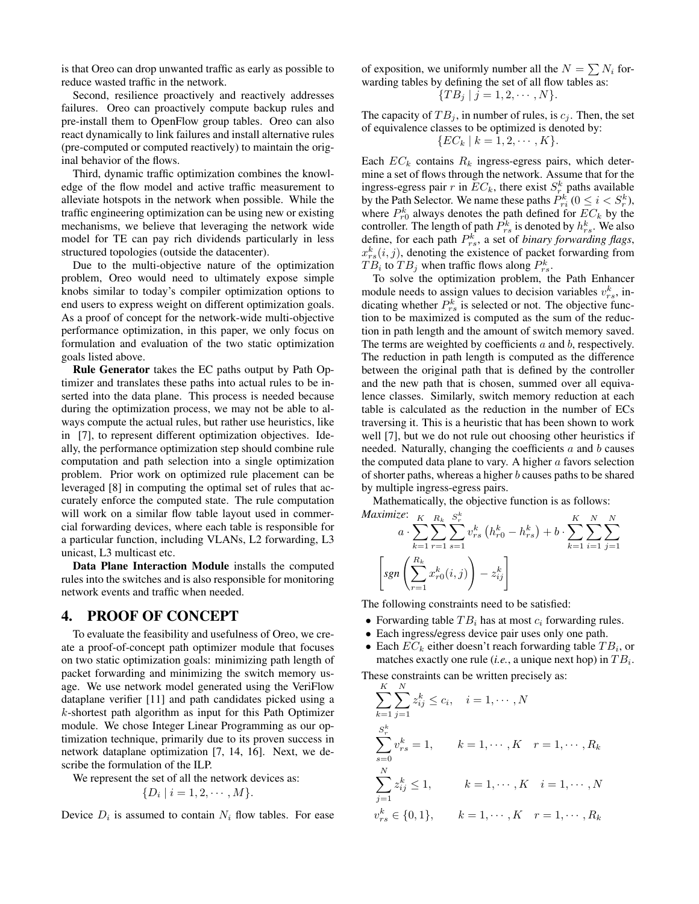is that Oreo can drop unwanted traffic as early as possible to reduce wasted traffic in the network.

Second, resilience proactively and reactively addresses failures. Oreo can proactively compute backup rules and pre-install them to OpenFlow group tables. Oreo can also react dynamically to link failures and install alternative rules (pre-computed or computed reactively) to maintain the original behavior of the flows.

Third, dynamic traffic optimization combines the knowledge of the flow model and active traffic measurement to alleviate hotspots in the network when possible. While the traffic engineering optimization can be using new or existing mechanisms, we believe that leveraging the network wide model for TE can pay rich dividends particularly in less structured topologies (outside the datacenter).

Due to the multi-objective nature of the optimization problem, Oreo would need to ultimately expose simple knobs similar to today's compiler optimization options to end users to express weight on different optimization goals. As a proof of concept for the network-wide multi-objective performance optimization, in this paper, we only focus on formulation and evaluation of the two static optimization goals listed above.

**Rule Generator** takes the EC paths output by Path Optimizer and translates these paths into actual rules to be inserted into the data plane. This process is needed because during the optimization process, we may not be able to always compute the actual rules, but rather use heuristics, like in [7], to represent different optimization objectives. Ideally, the performance optimization step should combine rule computation and path selection into a single optimization problem. Prior work on optimized rule placement can be leveraged [8] in computing the optimal set of rules that accurately enforce the computed state. The rule computation will work on a similar flow table layout used in commercial forwarding devices, where each table is responsible for a particular function, including VLANs, L2 forwarding, L3 unicast, L3 multicast etc.

**Data Plane Interaction Module** installs the computed rules into the switches and is also responsible for monitoring network events and traffic when needed.

## 4. PROOF OF CONCEPT

To evaluate the feasibility and usefulness of Oreo, we create a proof-of-concept path optimizer module that focuses on two static optimization goals: minimizing path length of packet forwarding and minimizing the switch memory usage. We use network model generated using the VeriFlow dataplane verifier [11] and path candidates picked using a $k$-shortest path algorithm as input for this Path Optimizer module. We chose Integer Linear Programming as our optimization technique, primarily due to its proven success in network dataplane optimization [7, 14, 16]. Next, we describe the formulation of the ILP.

We represent the set of all the network devices as:

$$\{D_i \mid i = 1, 2, \cdots, M\}.$$

Device $D_i$ is assumed to contain $N_i$ flow tables. For ease of exposition, we uniformly number all the $N = \sum N_i$ forwarding tables by defining the set of all flow tables as:

$$\{TB_j \mid j = 1, 2, \cdots, N\}.$$

The capacity of $TB_j$, in number of rules, is $c_j$. Then, the set of equivalence classes to be optimized is denoted by:

$$\{EC_k \mid k = 1, 2, \cdots, K\}.$$

Each $EC_k$ contains $R_k$ ingress-egress pairs, which determine a set of flows through the network. Assume that for the ingress-egress pair $r$ in $EC_k$, there exist $S_r^k$ paths available by the Path Selector. We name these paths $P_{ri}^k$ $(0 \leq i < S_r^k)$, where $P_{r0}^k$ always denotes the path defined for $EC_k$ by the controller. The length of path $P_{rs}^k$ is denoted by $h_{rs}^k$. We also define, for each path $P_{rs}^k$, a set of *binary forwarding flags*, $x_{rs}^k(i, j)$, denoting the existence of packet forwarding from $TB_i$ to $TB_j$ when traffic flows along $P_{rs}^k$.

To solve the optimization problem, the Path Enhancer module needs to assign values to decision variables $v_{rs}^k$, indicating whether $P_{rs}^k$ is selected or not. The objective function to be maximized is computed as the sum of the reduction in path length and the amount of switch memory saved. The terms are weighted by coefficients $a$ and $b$, respectively. The reduction in path length is computed as the difference between the original path that is defined by the controller and the new path that is chosen, summed over all equivalence classes. Similarly, switch memory reduction at each table is calculated as the reduction in the number of ECs traversing it. This is a heuristic that has been shown to work well [7], but we do not rule out choosing other heuristics if needed. Naturally, changing the coefficients $a$ and $b$ causes the computed data plane to vary. A higher $a$ favors selection of shorter paths, whereas a higher $b$ causes paths to be shared by multiple ingress-egress pairs.

Mathematically, the objective function is as follows:

*Maximize*:

$$a \cdot \sum_{k=1}^{K} \sum_{r=1}^{R_k} \sum_{s=1}^{S_r^k} v_{rs}^k \left( h_{r0}^k - h_{rs}^k \right) + b \cdot \sum_{k=1}^{K} \sum_{i=1}^{N} \sum_{j=1}^{N} \left[ sgn \left( \sum_{r=1}^{R_k} x_{r0}^k(i, j) \right) - z_{ij}^k \right]$$

The following constraints need to be satisfied:

- Forwarding table $TB_i$ has at most $c_i$ forwarding rules.
- Each ingress/egress device pair uses only one path.
- Each $EC_k$ either doesn't reach forwarding table $TB_i$, or matches exactly one rule (*i.e.*, a unique next hop) in $TB_i$.

These constraints can be written precisely as:

$$\sum_{k=1}^{K} \sum_{j=1}^{N} z_{ij}^k \leq c_i, \quad i = 1, \cdots, N$$

$$\sum_{s=0}^{S_r^k} v_{rs}^k = 1, \qquad k = 1, \cdots, K \quad r = 1, \cdots, R_k$$

$$\sum_{j=1}^{N} z_{ij}^k \leq 1, \qquad k = 1, \cdots, K \quad i = 1, \cdots, N$$

$$v_{rs}^k \in \{0, 1\}, \qquad k = 1, \cdots, K \quad r = 1, \cdots, R_k$$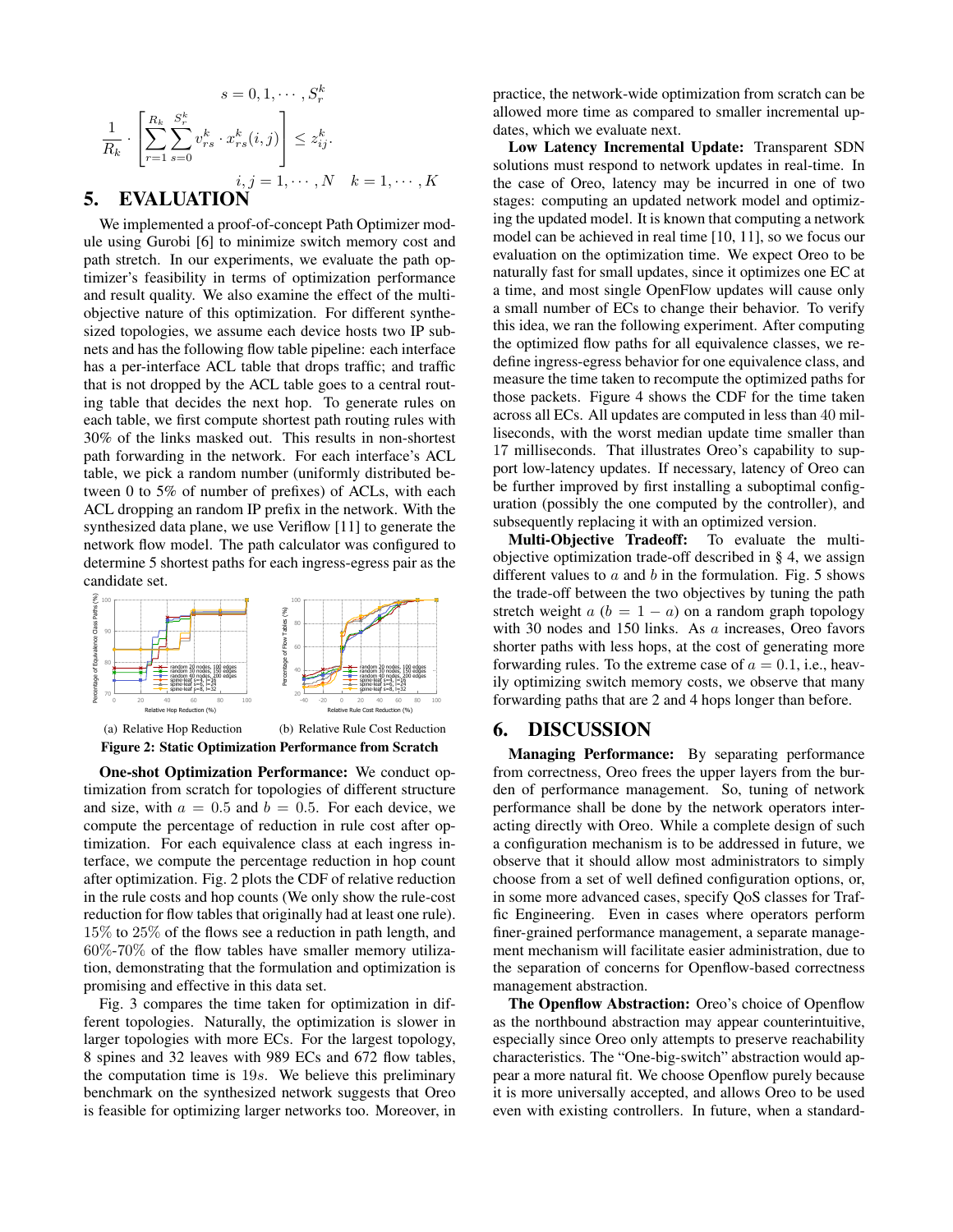$$s = 0, 1, \cdots, S_r^k$$

$$\frac{1}{R_k} \cdot \left[ \sum_{r=1}^{R_k} \sum_{s=0}^{S_r^k} v_{rs}^k \cdot x_{rs}^k(i,j) \right] \leq z_{ij}^k.$$

$$i, j = 1, \cdots, N \quad k = 1, \cdots, K$$

# 5. EVALUATION

We implemented a proof-of-concept Path Optimizer module using Gurobi [6] to minimize switch memory cost and path stretch. In our experiments, we evaluate the path optimizer's feasibility in terms of optimization performance and result quality. We also examine the effect of the multi-objective nature of this optimization. For different synthesized topologies, we assume each device hosts two IP subnets and has the following flow table pipeline: each interface has a per-interface ACL table that drops traffic; and traffic that is not dropped by the ACL table goes to a central routing table that decides the next hop. To generate rules on each table, we first compute shortest path routing rules with 30% of the links masked out. This results in non-shortest path forwarding in the network. For each interface's ACL table, we pick a random number (uniformly distributed between 0 to 5% of number of prefixes) of ACLs, with each ACL dropping an random IP prefix in the network. With the synthesized data plane, we use Veriflow [11] to generate the network flow model. The path calculator was configured to determine 5 shortest paths for each ingress-egress pair as the candidate set.

(a) Relative Hop Reduction (b) Relative Rule Cost Reduction

**Figure 2: Static Optimization Performance from Scratch**

**One-shot Optimization Performance:** We conduct optimization from scratch for topologies of different structure and size, with $a = 0.5$ and $b = 0.5$. For each device, we compute the percentage of reduction in rule cost after optimization. For each equivalence class at each ingress interface, we compute the percentage reduction in hop count after optimization. Fig. 2 plots the CDF of relative reduction in the rule costs and hop counts (We only show the rule-cost reduction for flow tables that originally had at least one rule). $15\%$ to $25\%$ of the flows see a reduction in path length, and $60\%$-$70\%$ of the flow tables have smaller memory utilization, demonstrating that the formulation and optimization is promising and effective in this data set.

Fig. 3 compares the time taken for optimization in different topologies. Naturally, the optimization is slower in larger topologies with more ECs. For the largest topology, 8 spines and 32 leaves with 989 ECs and 672 flow tables, the computation time is $19s$. We believe this preliminary benchmark on the synthesized network suggests that Oreo is feasible for optimizing larger networks too. Moreover, in practice, the network-wide optimization from scratch can be allowed more time as compared to smaller incremental updates, which we evaluate next.

**Low Latency Incremental Update:** Transparent SDN solutions must respond to network updates in real-time. In the case of Oreo, latency may be incurred in one of two stages: computing an updated network model and optimizing the updated model. It is known that computing a network model can be achieved in real time [10, 11], so we focus our evaluation on the optimization time. We expect Oreo to be naturally fast for small updates, since it optimizes one EC at a time, and most single OpenFlow updates will cause only a small number of ECs to change their behavior. To verify this idea, we ran the following experiment. After computing the optimized flow paths for all equivalence classes, we redefine ingress-egress behavior for one equivalence class, and measure the time taken to recompute the optimized paths for those packets. Figure 4 shows the CDF for the time taken across all ECs. All updates are computed in less than 40 milliseconds, with the worst median update time smaller than 17 milliseconds. That illustrates Oreo's capability to support low-latency updates. If necessary, latency of Oreo can be further improved by first installing a suboptimal configuration (possibly the one computed by the controller), and subsequently replacing it with an optimized version.

**Multi-Objective Tradeoff:** To evaluate the multi-objective optimization trade-off described in § 4, we assign different values to $a$ and $b$ in the formulation. Fig. 5 shows the trade-off between the two objectives by tuning the path stretch weight $a$ ($b = 1 - a$) on a random graph topology with 30 nodes and 150 links. As $a$ increases, Oreo favors shorter paths with less hops, at the cost of generating more forwarding rules. To the extreme case of $a = 0.1$, i.e., heavily optimizing switch memory costs, we observe that many forwarding paths that are 2 and 4 hops longer than before.

# 6. DISCUSSION

**Managing Performance:** By separating performance from correctness, Oreo frees the upper layers from the burden of performance management. So, tuning of network performance shall be done by the network operators interacting directly with Oreo. While a complete design of such a configuration mechanism is to be addressed in future, we observe that it should allow most administrators to simply choose from a set of well defined configuration options, or, in some more advanced cases, specify QoS classes for Traffic Engineering. Even in cases where operators perform finer-grained performance management, a separate management mechanism will facilitate easier administration, due to the separation of concerns for Openflow-based correctness management abstraction.

**The Openflow Abstraction:** Oreo's choice of Openflow as the northbound abstraction may appear counterintuitive, especially since Oreo only attempts to preserve reachability characteristics. The "One-big-switch" abstraction would appear a more natural fit. We choose Openflow purely because it is more universally accepted, and allows Oreo to be used even with existing controllers. In future, when a standard-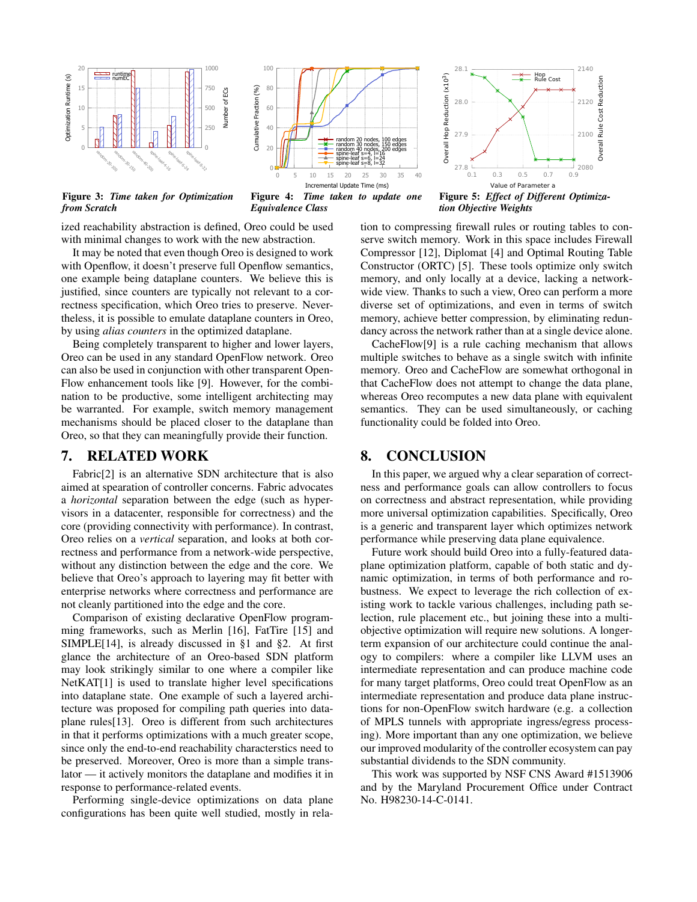**Figure 3:** *Time taken for Optimization from Scratch*

**Figure 4:** *Time taken to update one Equivalence Class*

**Figure 5:** *Effect of Different Optimization Objective Weights*

ized reachability abstraction is defined, Oreo could be used with minimal changes to work with the new abstraction.

It may be noted that even though Oreo is designed to work with Openflow, it doesn't preserve full Openflow semantics, one example being dataplane counters. We believe this is justified, since counters are typically not relevant to a correctness specification, which Oreo tries to preserve. Nevertheless, it is possible to emulate dataplane counters in Oreo, by using *alias counters* in the optimized dataplane.

Being completely transparent to higher and lower layers, Oreo can be used in any standard OpenFlow network. Oreo can also be used in conjunction with other transparent OpenFlow enhancement tools like [9]. However, for the combination to be productive, some intelligent architecting may be warranted. For example, switch memory management mechanisms should be placed closer to the dataplane than Oreo, so that they can meaningfully provide their function.

## 7. RELATED WORK

Fabric[2] is an alternative SDN architecture that is also aimed at spearation of controller concerns. Fabric advocates a *horizontal* separation between the edge (such as hypervisors in a datacenter, responsible for correctness) and the core (providing connectivity with performance). In contrast, Oreo relies on a *vertical* separation, and looks at both correctness and performance from a network-wide perspective, without any distinction between the edge and the core. We believe that Oreo's approach to layering may fit better with enterprise networks where correctness and performance are not cleanly partitioned into the edge and the core.

Comparison of existing declarative OpenFlow programming frameworks, such as Merlin [16], FatTire [15] and SIMPLE[14], is already discussed in §1 and §2. At first glance the architecture of an Oreo-based SDN platform may look strikingly similar to one where a compiler like NetKAT[1] is used to translate higher level specifications into dataplane state. One example of such a layered architecture was proposed for compiling path queries into dataplane rules[13]. Oreo is different from such architectures in that it performs optimizations with a much greater scope, since only the end-to-end reachability characterstics need to be preserved. Moreover, Oreo is more than a simple translator — it actively monitors the dataplane and modifies it in response to performance-related events.

Performing single-device optimizations on data plane configurations has been quite well studied, mostly in relation to compressing firewall rules or routing tables to conserve switch memory. Work in this space includes Firewall Compressor [12], Diplomat [4] and Optimal Routing Table Constructor (ORTC) [5]. These tools optimize only switch memory, and only locally at a device, lacking a network-wide view. Thanks to such a view, Oreo can perform a more diverse set of optimizations, and even in terms of switch memory, achieve better compression, by eliminating redundancy across the network rather than at a single device alone.

CacheFlow[9] is a rule caching mechanism that allows multiple switches to behave as a single switch with infinite memory. Oreo and CacheFlow are somewhat orthogonal in that CacheFlow does not attempt to change the data plane, whereas Oreo recomputes a new data plane with equivalent semantics. They can be used simultaneously, or caching functionality could be folded into Oreo.

## 8. CONCLUSION

In this paper, we argued why a clear separation of correctness and performance goals can allow controllers to focus on correctness and abstract representation, while providing more universal optimization capabilities. Specifically, Oreo is a generic and transparent layer which optimizes network performance while preserving data plane equivalence.

Future work should build Oreo into a fully-featured dataplane optimization platform, capable of both static and dynamic optimization, in terms of both performance and robustness. We expect to leverage the rich collection of existing work to tackle various challenges, including path selection, rule placement etc., but joining these into a multi-objective optimization will require new solutions. A longer-term expansion of our architecture could continue the analogy to compilers: where a compiler like LLVM uses an intermediate representation and can produce machine code for many target platforms, Oreo could treat OpenFlow as an intermediate representation and produce data plane instructions for non-OpenFlow switch hardware (e.g. a collection of MPLS tunnels with appropriate ingress/egress processing). More important than any one optimization, we believe our improved modularity of the controller ecosystem can pay substantial dividends to the SDN community.

This work was supported by NSF CNS Award #1513906 and by the Maryland Procurement Office under Contract No. H98230-14-C-0141.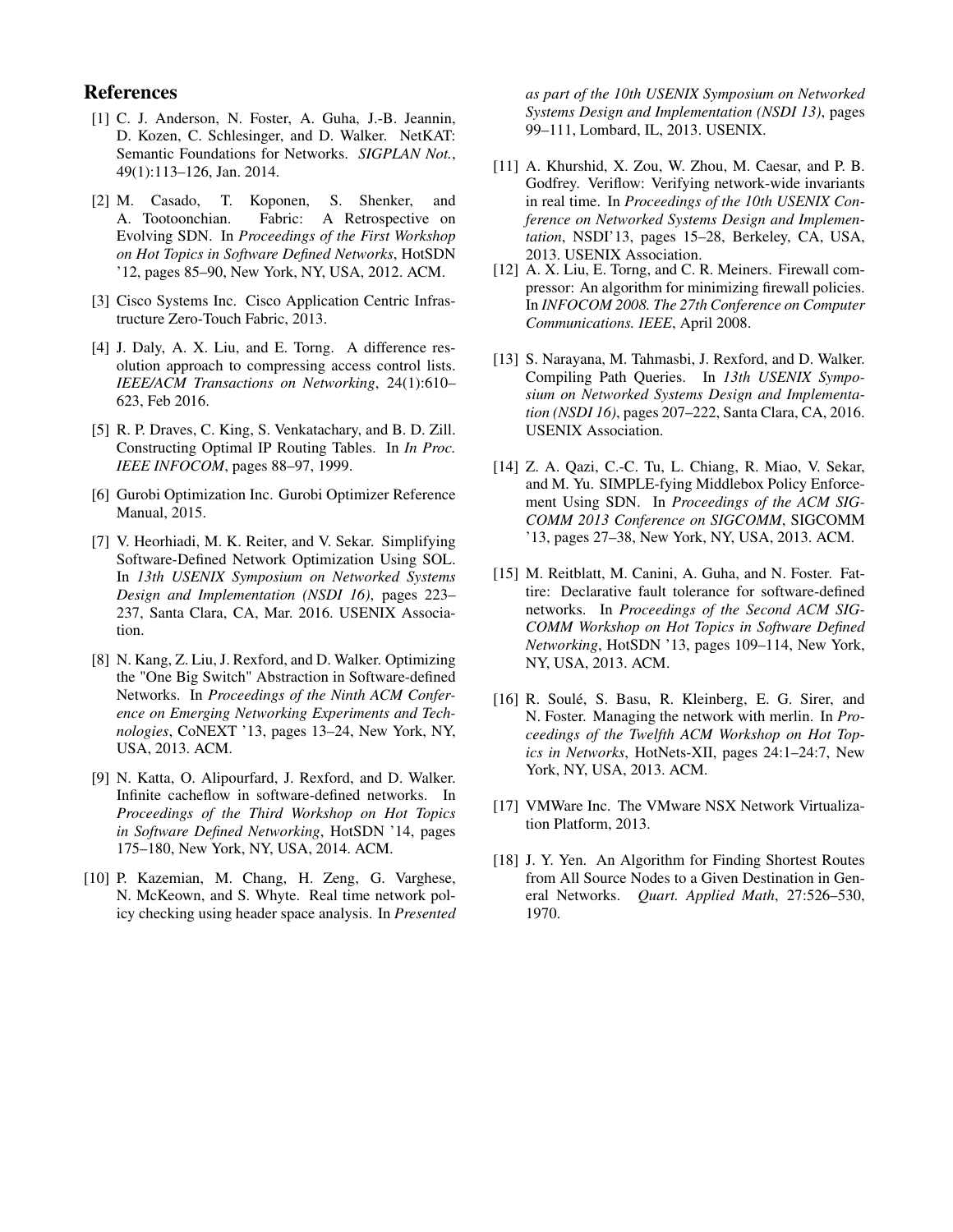## References

[1] C. J. Anderson, N. Foster, A. Guha, J.-B. Jeannin, D. Kozen, C. Schlesinger, and D. Walker. NetKAT: Semantic Foundations for Networks. *SIGPLAN Not.*, 49(1):113–126, Jan. 2014.

[2] M. Casado, T. Koponen, S. Shenker, and A. Tootoonchian. Fabric: A Retrospective on Evolving SDN. In *Proceedings of the First Workshop on Hot Topics in Software Defined Networks*, HotSDN '12, pages 85–90, New York, NY, USA, 2012. ACM.

[3] Cisco Systems Inc. Cisco Application Centric Infrastructure Zero-Touch Fabric, 2013.

[4] J. Daly, A. X. Liu, and E. Torng. A difference resolution approach to compressing access control lists. *IEEE/ACM Transactions on Networking*, 24(1):610–623, Feb 2016.

[5] R. P. Draves, C. King, S. Venkatachary, and B. D. Zill. Constructing Optimal IP Routing Tables. In *In Proc. IEEE INFOCOM*, pages 88–97, 1999.

[6] Gurobi Optimization Inc. Gurobi Optimizer Reference Manual, 2015.

[7] V. Heorhiadi, M. K. Reiter, and V. Sekar. Simplifying Software-Defined Network Optimization Using SOL. In *13th USENIX Symposium on Networked Systems Design and Implementation (NSDI 16)*, pages 223–237, Santa Clara, CA, Mar. 2016. USENIX Association.

[8] N. Kang, Z. Liu, J. Rexford, and D. Walker. Optimizing the "One Big Switch" Abstraction in Software-defined Networks. In *Proceedings of the Ninth ACM Conference on Emerging Networking Experiments and Technologies*, CoNEXT '13, pages 13–24, New York, NY, USA, 2013. ACM.

[9] N. Katta, O. Alipourfard, J. Rexford, and D. Walker. Infinite cacheflow in software-defined networks. In *Proceedings of the Third Workshop on Hot Topics in Software Defined Networking*, HotSDN '14, pages 175–180, New York, NY, USA, 2014. ACM.

[10] P. Kazemian, M. Chang, H. Zeng, G. Varghese, N. McKeown, and S. Whyte. Real time network policy checking using header space analysis. In *Presented as part of the 10th USENIX Symposium on Networked Systems Design and Implementation (NSDI 13)*, pages 99–111, Lombard, IL, 2013. USENIX.

[11] A. Khurshid, X. Zou, W. Zhou, M. Caesar, and P. B. Godfrey. Veriflow: Verifying network-wide invariants in real time. In *Proceedings of the 10th USENIX Conference on Networked Systems Design and Implementation*, NSDI'13, pages 15–28, Berkeley, CA, USA, 2013. USENIX Association.

[12] A. X. Liu, E. Torng, and C. R. Meiners. Firewall compressor: An algorithm for minimizing firewall policies. In *INFOCOM 2008. The 27th Conference on Computer Communications. IEEE*, April 2008.

[13] S. Narayana, M. Tahmasbi, J. Rexford, and D. Walker. Compiling Path Queries. In *13th USENIX Symposium on Networked Systems Design and Implementation (NSDI 16)*, pages 207–222, Santa Clara, CA, 2016. USENIX Association.

[14] Z. A. Qazi, C.-C. Tu, L. Chiang, R. Miao, V. Sekar, and M. Yu. SIMPLE-fying Middlebox Policy Enforcement Using SDN. In *Proceedings of the ACM SIGCOMM 2013 Conference on SIGCOMM*, SIGCOMM '13, pages 27–38, New York, NY, USA, 2013. ACM.

[15] M. Reitblatt, M. Canini, A. Guha, and N. Foster. Fattire: Declarative fault tolerance for software-defined networks. In *Proceedings of the Second ACM SIGCOMM Workshop on Hot Topics in Software Defined Networking*, HotSDN '13, pages 109–114, New York, NY, USA, 2013. ACM.

[16] R. Soulé, S. Basu, R. Kleinberg, E. G. Sirer, and N. Foster. Managing the network with merlin. In *Proceedings of the Twelfth ACM Workshop on Hot Topics in Networks*, HotNets-XII, pages 24:1–24:7, New York, NY, USA, 2013. ACM.

[17] VMWare Inc. The VMware NSX Network Virtualization Platform, 2013.

[18] J. Y. Yen. An Algorithm for Finding Shortest Routes from All Source Nodes to a Given Destination in General Networks. *Quart. Applied Math*, 27:526–530, 1970.